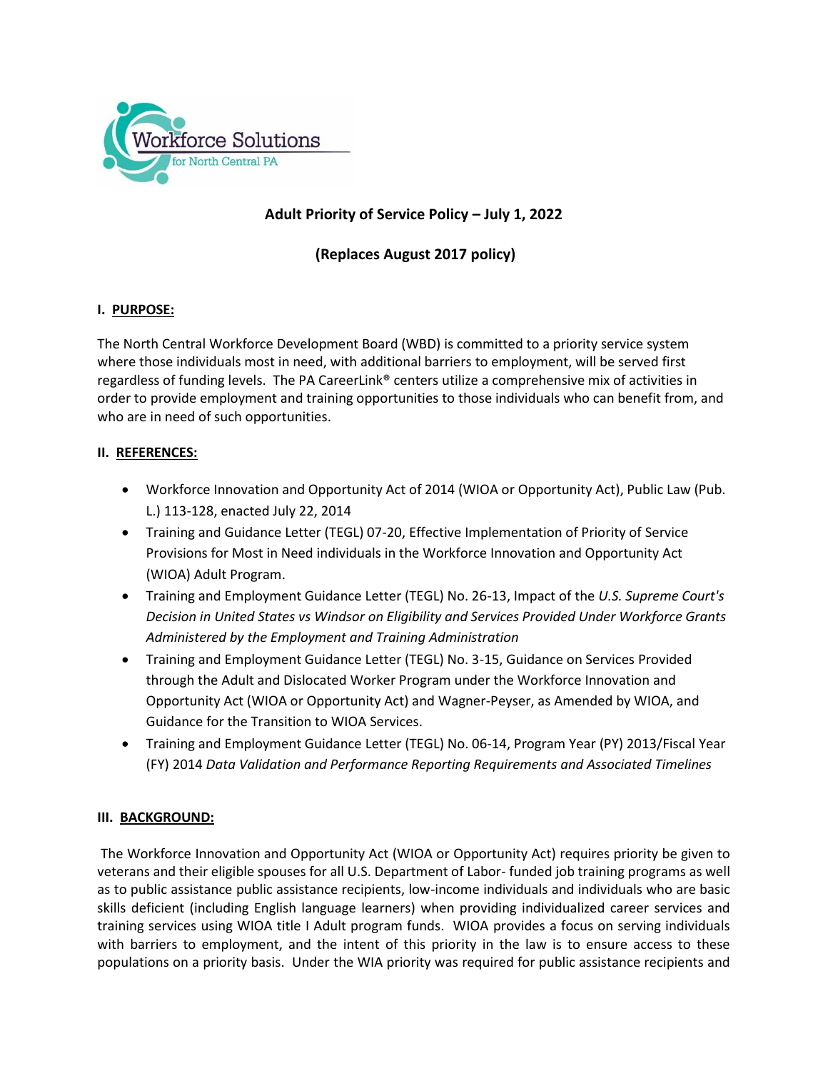Workforce Solutions for North Central PA

## Adult Priority of Service Policy – July 1, 2022

## (Replaces August 2017 policy)

### I. PURPOSE:

The North Central Workforce Development Board (WBD) is committed to a priority service system where those individuals most in need, with additional barriers to employment, will be served first regardless of funding levels. The PA CareerLink® centers utilize a comprehensive mix of activities in order to provide employment and training opportunities to those individuals who can benefit from, and who are in need of such opportunities.

### II. REFERENCES:

- Workforce Innovation and Opportunity Act of 2014 (WIOA or Opportunity Act), Public Law (Pub. L.) 113-128, enacted July 22, 2014
- Training and Guidance Letter (TEGL) 07-20, Effective Implementation of Priority of Service Provisions for Most in Need individuals in the Workforce Innovation and Opportunity Act (WIOA) Adult Program.
- Training and Employment Guidance Letter (TEGL) No. 26-13, Impact of the *U.S. Supreme Court's Decision in United States vs Windsor on Eligibility and Services Provided Under Workforce Grants Administered by the Employment and Training Administration*
- Training and Employment Guidance Letter (TEGL) No. 3-15, Guidance on Services Provided through the Adult and Dislocated Worker Program under the Workforce Innovation and Opportunity Act (WIOA or Opportunity Act) and Wagner-Peyser, as Amended by WIOA, and Guidance for the Transition to WIOA Services.
- Training and Employment Guidance Letter (TEGL) No. 06-14, Program Year (PY) 2013/Fiscal Year (FY) 2014 *Data Validation and Performance Reporting Requirements and Associated Timelines*

### III. BACKGROUND:

The Workforce Innovation and Opportunity Act (WIOA or Opportunity Act) requires priority be given to veterans and their eligible spouses for all U.S. Department of Labor- funded job training programs as well as to public assistance public assistance recipients, low-income individuals and individuals who are basic skills deficient (including English language learners) when providing individualized career services and training services using WIOA title I Adult program funds. WIOA provides a focus on serving individuals with barriers to employment, and the intent of this priority in the law is to ensure access to these populations on a priority basis. Under the WIA priority was required for public assistance recipients and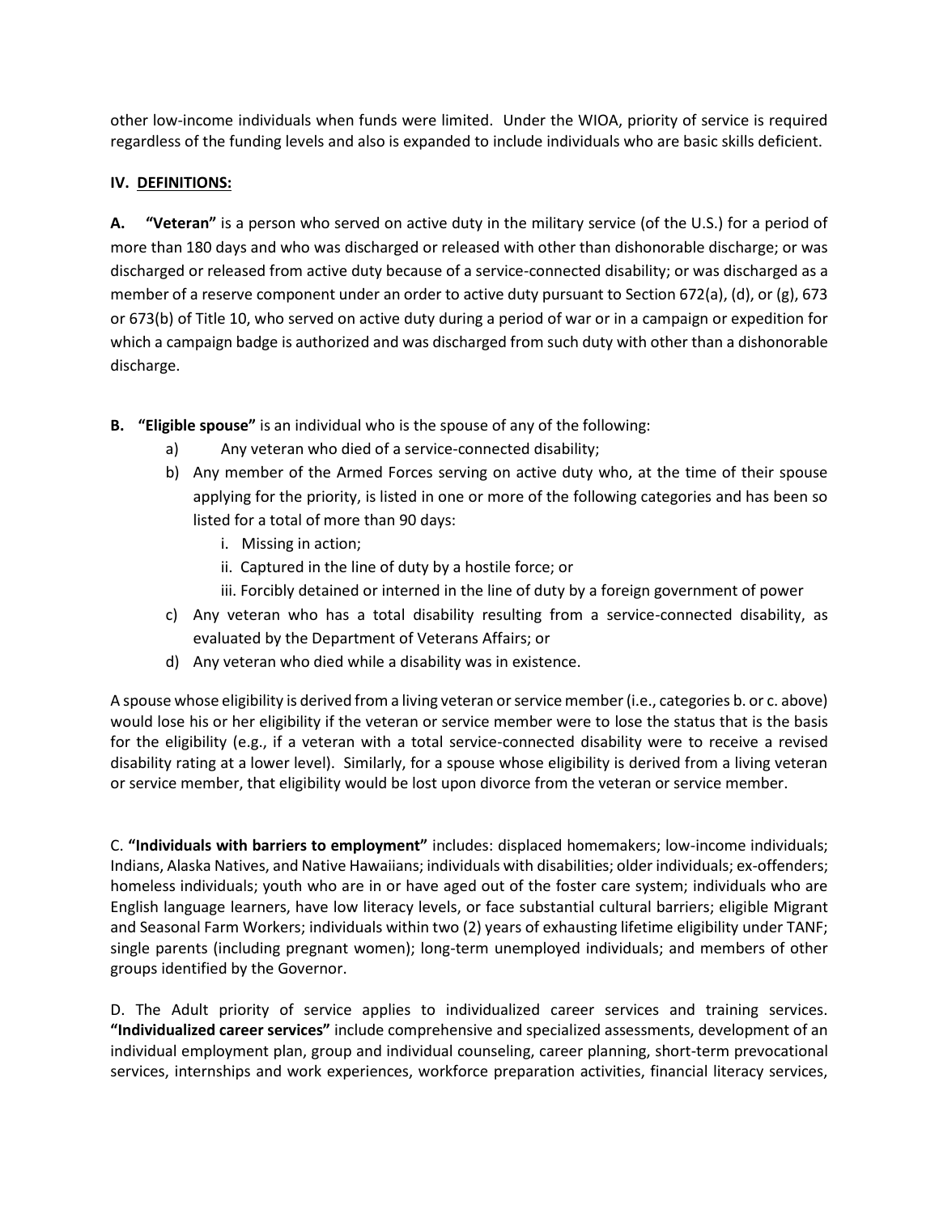other low-income individuals when funds were limited. Under the WIOA, priority of service is required regardless of the funding levels and also is expanded to include individuals who are basic skills deficient.

## IV. DEFINITIONS:

**A. "Veteran"** is a person who served on active duty in the military service (of the U.S.) for a period of more than 180 days and who was discharged or released with other than dishonorable discharge; or was discharged or released from active duty because of a service-connected disability; or was discharged as a member of a reserve component under an order to active duty pursuant to Section 672(a), (d), or (g), 673 or 673(b) of Title 10, who served on active duty during a period of war or in a campaign or expedition for which a campaign badge is authorized and was discharged from such duty with other than a dishonorable discharge.

**B. "Eligible spouse"** is an individual who is the spouse of any of the following:

a) Any veteran who died of a service-connected disability;

b) Any member of the Armed Forces serving on active duty who, at the time of their spouse applying for the priority, is listed in one or more of the following categories and has been so listed for a total of more than 90 days:
   - i. Missing in action;
   - ii. Captured in the line of duty by a hostile force; or
   - iii. Forcibly detained or interned in the line of duty by a foreign government of power

c) Any veteran who has a total disability resulting from a service-connected disability, as evaluated by the Department of Veterans Affairs; or

d) Any veteran who died while a disability was in existence.

A spouse whose eligibility is derived from a living veteran or service member (i.e., categories b. or c. above) would lose his or her eligibility if the veteran or service member were to lose the status that is the basis for the eligibility (e.g., if a veteran with a total service-connected disability were to receive a revised disability rating at a lower level). Similarly, for a spouse whose eligibility is derived from a living veteran or service member, that eligibility would be lost upon divorce from the veteran or service member.

C. **"Individuals with barriers to employment"** includes: displaced homemakers; low-income individuals; Indians, Alaska Natives, and Native Hawaiians; individuals with disabilities; older individuals; ex-offenders; homeless individuals; youth who are in or have aged out of the foster care system; individuals who are English language learners, have low literacy levels, or face substantial cultural barriers; eligible Migrant and Seasonal Farm Workers; individuals within two (2) years of exhausting lifetime eligibility under TANF; single parents (including pregnant women); long-term unemployed individuals; and members of other groups identified by the Governor.

D. The Adult priority of service applies to individualized career services and training services. **"Individualized career services"** include comprehensive and specialized assessments, development of an individual employment plan, group and individual counseling, career planning, short-term prevocational services, internships and work experiences, workforce preparation activities, financial literacy services,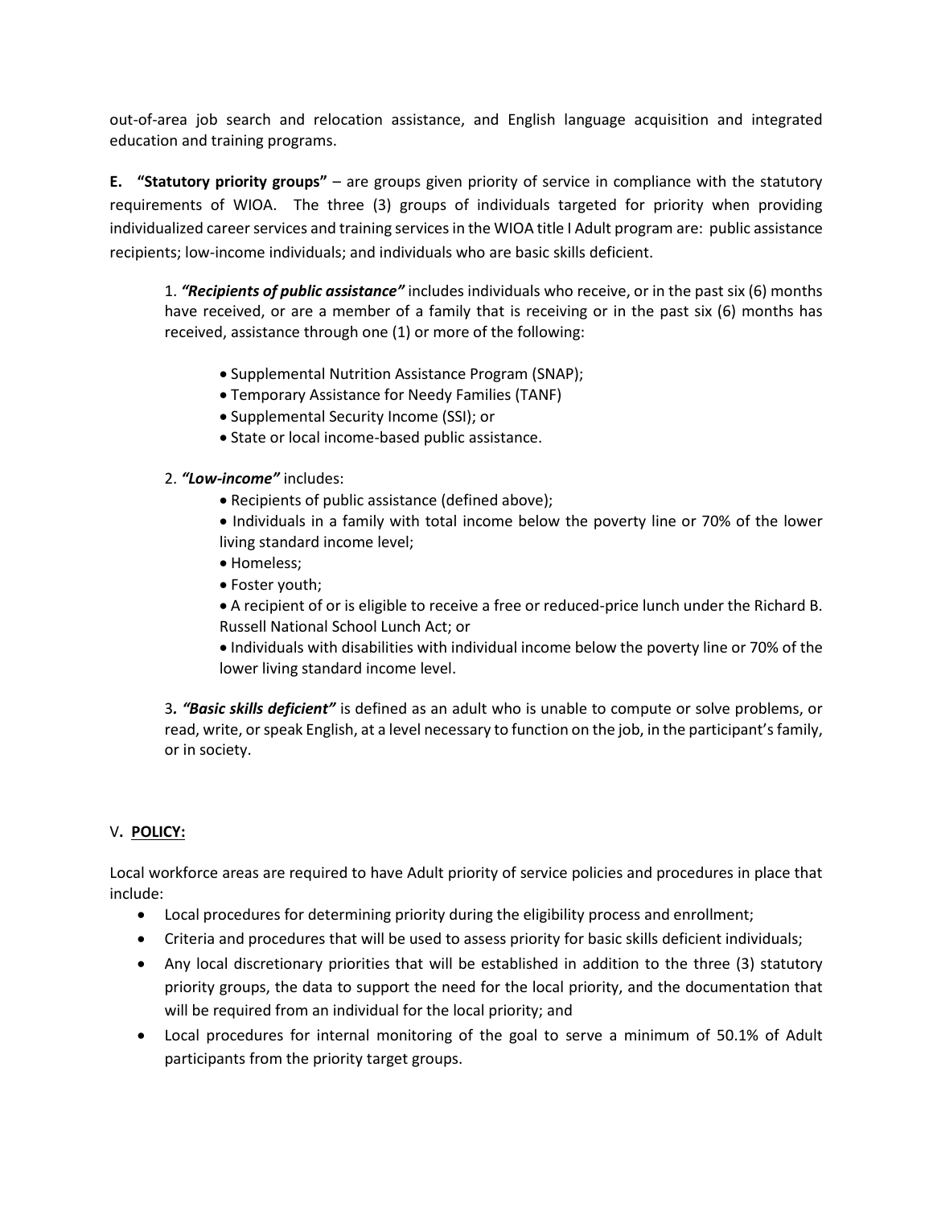out-of-area job search and relocation assistance, and English language acquisition and integrated education and training programs.

**E. "Statutory priority groups"** – are groups given priority of service in compliance with the statutory requirements of WIOA. The three (3) groups of individuals targeted for priority when providing individualized career services and training services in the WIOA title I Adult program are: public assistance recipients; low-income individuals; and individuals who are basic skills deficient.

1. ***"Recipients of public assistance"*** includes individuals who receive, or in the past six (6) months have received, or are a member of a family that is receiving or in the past six (6) months has received, assistance through one (1) or more of the following:

- Supplemental Nutrition Assistance Program (SNAP);
- Temporary Assistance for Needy Families (TANF)
- Supplemental Security Income (SSI); or
- State or local income-based public assistance.

2. ***"Low-income"*** includes:

- Recipients of public assistance (defined above);
- Individuals in a family with total income below the poverty line or 70% of the lower living standard income level;
- Homeless;
- Foster youth;
- A recipient of or is eligible to receive a free or reduced-price lunch under the Richard B. Russell National School Lunch Act; or
- Individuals with disabilities with individual income below the poverty line or 70% of the lower living standard income level.

3***. "Basic skills deficient"*** is defined as an adult who is unable to compute or solve problems, or read, write, or speak English, at a level necessary to function on the job, in the participant's family, or in society.

## V. **POLICY:**

Local workforce areas are required to have Adult priority of service policies and procedures in place that include:

- Local procedures for determining priority during the eligibility process and enrollment;
- Criteria and procedures that will be used to assess priority for basic skills deficient individuals;
- Any local discretionary priorities that will be established in addition to the three (3) statutory priority groups, the data to support the need for the local priority, and the documentation that will be required from an individual for the local priority; and
- Local procedures for internal monitoring of the goal to serve a minimum of 50.1% of Adult participants from the priority target groups.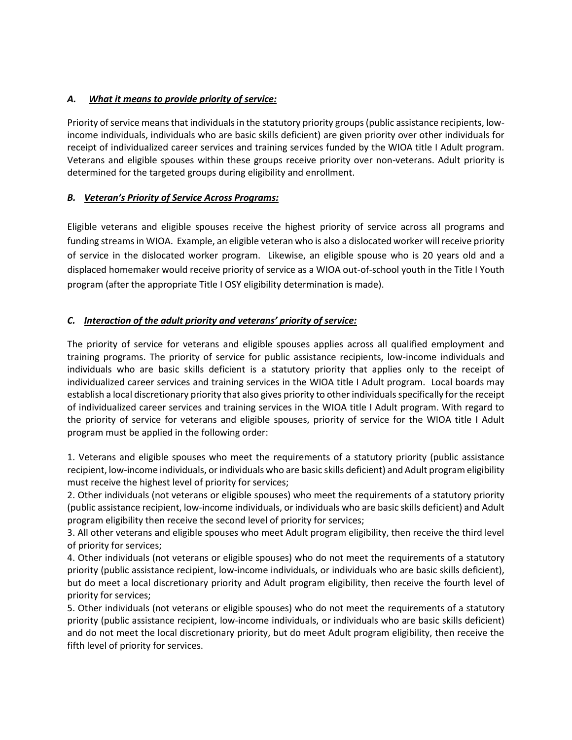### *A. What it means to provide priority of service:*

Priority of service means that individuals in the statutory priority groups (public assistance recipients, low-income individuals, individuals who are basic skills deficient) are given priority over other individuals for receipt of individualized career services and training services funded by the WIOA title I Adult program. Veterans and eligible spouses within these groups receive priority over non-veterans. Adult priority is determined for the targeted groups during eligibility and enrollment.

### *B. Veteran's Priority of Service Across Programs:*

Eligible veterans and eligible spouses receive the highest priority of service across all programs and funding streams in WIOA. Example, an eligible veteran who is also a dislocated worker will receive priority of service in the dislocated worker program. Likewise, an eligible spouse who is 20 years old and a displaced homemaker would receive priority of service as a WIOA out-of-school youth in the Title I Youth program (after the appropriate Title I OSY eligibility determination is made).

### *C. Interaction of the adult priority and veterans' priority of service:*

The priority of service for veterans and eligible spouses applies across all qualified employment and training programs. The priority of service for public assistance recipients, low-income individuals and individuals who are basic skills deficient is a statutory priority that applies only to the receipt of individualized career services and training services in the WIOA title I Adult program. Local boards may establish a local discretionary priority that also gives priority to other individuals specifically for the receipt of individualized career services and training services in the WIOA title I Adult program. With regard to the priority of service for veterans and eligible spouses, priority of service for the WIOA title I Adult program must be applied in the following order:

1. Veterans and eligible spouses who meet the requirements of a statutory priority (public assistance recipient, low-income individuals, or individuals who are basic skills deficient) and Adult program eligibility must receive the highest level of priority for services;
2. Other individuals (not veterans or eligible spouses) who meet the requirements of a statutory priority (public assistance recipient, low-income individuals, or individuals who are basic skills deficient) and Adult program eligibility then receive the second level of priority for services;
3. All other veterans and eligible spouses who meet Adult program eligibility, then receive the third level of priority for services;
4. Other individuals (not veterans or eligible spouses) who do not meet the requirements of a statutory priority (public assistance recipient, low-income individuals, or individuals who are basic skills deficient), but do meet a local discretionary priority and Adult program eligibility, then receive the fourth level of priority for services;
5. Other individuals (not veterans or eligible spouses) who do not meet the requirements of a statutory priority (public assistance recipient, low-income individuals, or individuals who are basic skills deficient) and do not meet the local discretionary priority, but do meet Adult program eligibility, then receive the fifth level of priority for services.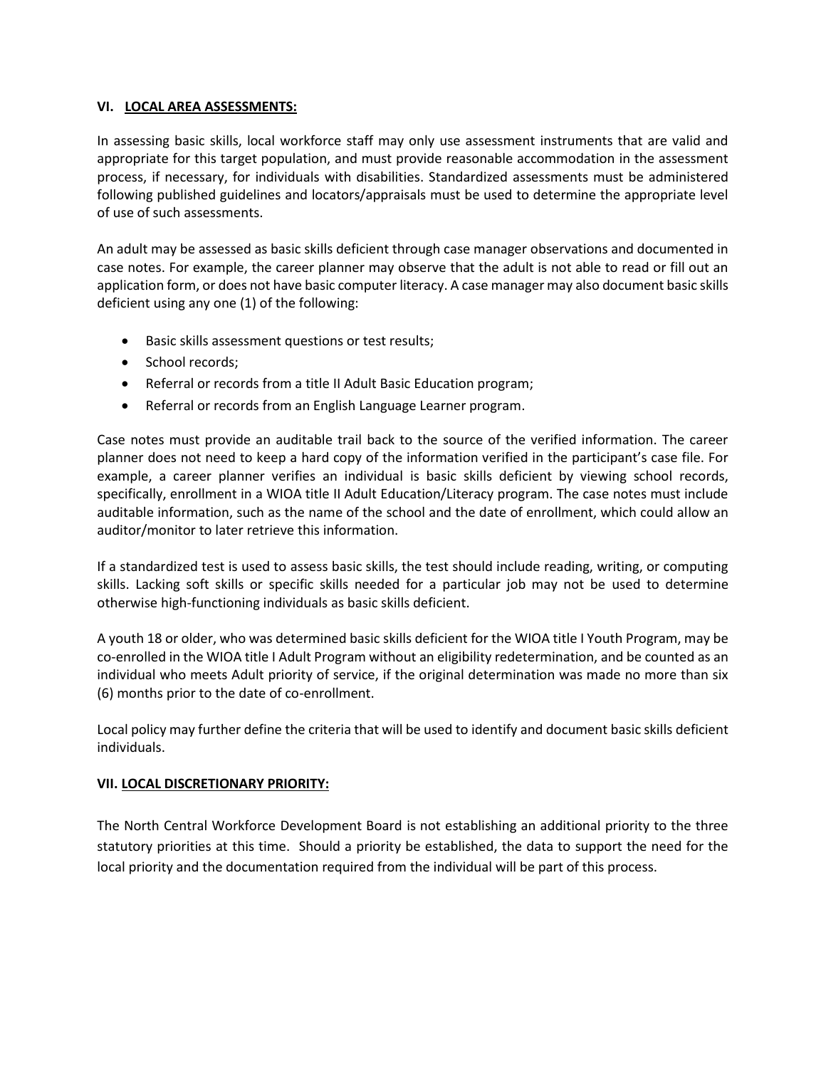## VI. <u>LOCAL AREA ASSESSMENTS:</u>

In assessing basic skills, local workforce staff may only use assessment instruments that are valid and appropriate for this target population, and must provide reasonable accommodation in the assessment process, if necessary, for individuals with disabilities. Standardized assessments must be administered following published guidelines and locators/appraisals must be used to determine the appropriate level of use of such assessments.

An adult may be assessed as basic skills deficient through case manager observations and documented in case notes. For example, the career planner may observe that the adult is not able to read or fill out an application form, or does not have basic computer literacy. A case manager may also document basic skills deficient using any one (1) of the following:

- Basic skills assessment questions or test results;
- School records;
- Referral or records from a title II Adult Basic Education program;
- Referral or records from an English Language Learner program.

Case notes must provide an auditable trail back to the source of the verified information. The career planner does not need to keep a hard copy of the information verified in the participant's case file. For example, a career planner verifies an individual is basic skills deficient by viewing school records, specifically, enrollment in a WIOA title II Adult Education/Literacy program. The case notes must include auditable information, such as the name of the school and the date of enrollment, which could allow an auditor/monitor to later retrieve this information.

If a standardized test is used to assess basic skills, the test should include reading, writing, or computing skills. Lacking soft skills or specific skills needed for a particular job may not be used to determine otherwise high-functioning individuals as basic skills deficient.

A youth 18 or older, who was determined basic skills deficient for the WIOA title I Youth Program, may be co-enrolled in the WIOA title I Adult Program without an eligibility redetermination, and be counted as an individual who meets Adult priority of service, if the original determination was made no more than six (6) months prior to the date of co-enrollment.

Local policy may further define the criteria that will be used to identify and document basic skills deficient individuals.

## VII. <u>LOCAL DISCRETIONARY PRIORITY:</u>

The North Central Workforce Development Board is not establishing an additional priority to the three statutory priorities at this time. Should a priority be established, the data to support the need for the local priority and the documentation required from the individual will be part of this process.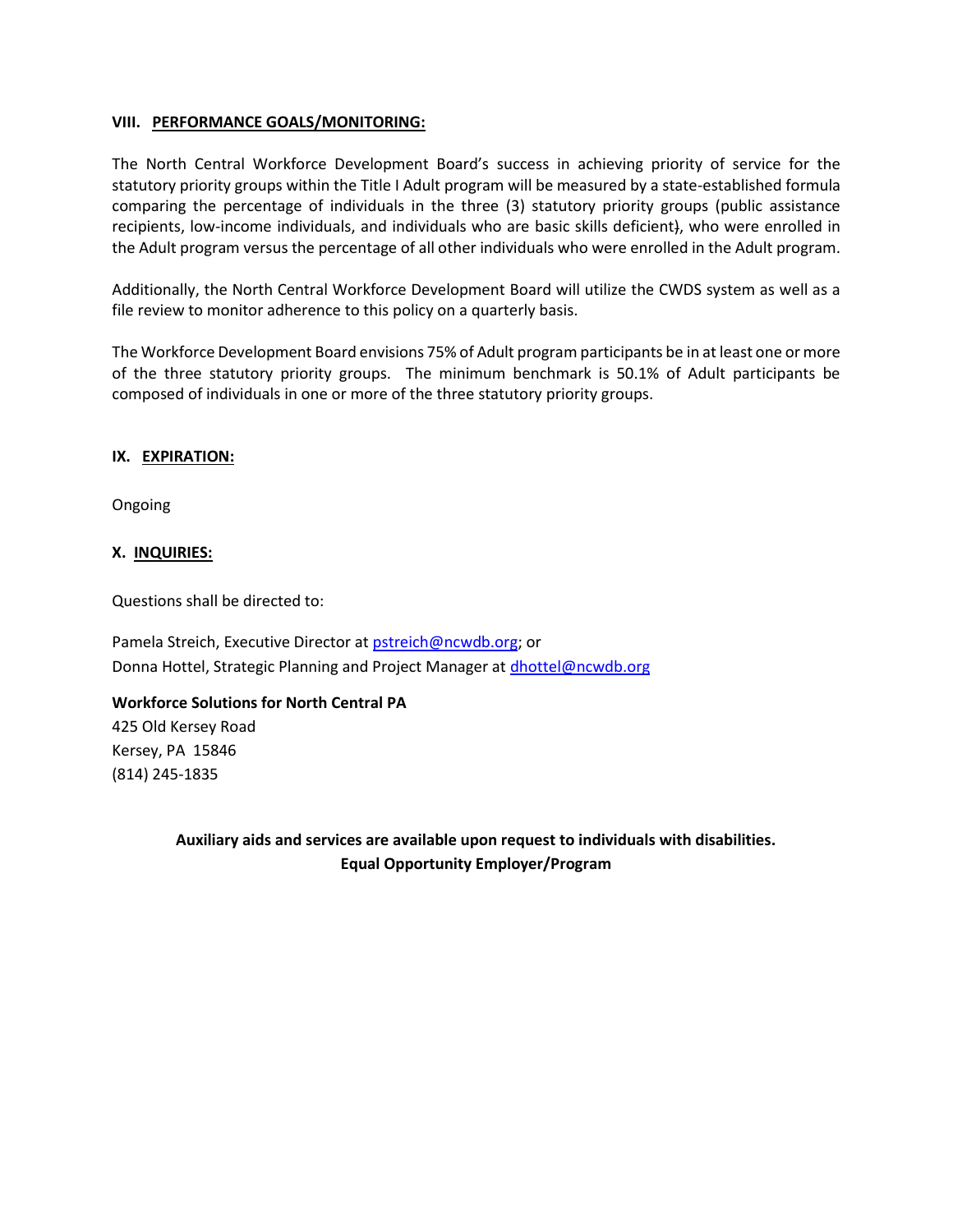## VIII. PERFORMANCE GOALS/MONITORING:

The North Central Workforce Development Board's success in achieving priority of service for the statutory priority groups within the Title I Adult program will be measured by a state-established formula comparing the percentage of individuals in the three (3) statutory priority groups (public assistance recipients, low-income individuals, and individuals who are basic skills deficient), who were enrolled in the Adult program versus the percentage of all other individuals who were enrolled in the Adult program.

Additionally, the North Central Workforce Development Board will utilize the CWDS system as well as a file review to monitor adherence to this policy on a quarterly basis.

The Workforce Development Board envisions 75% of Adult program participants be in at least one or more of the three statutory priority groups. The minimum benchmark is 50.1% of Adult participants be composed of individuals in one or more of the three statutory priority groups.

## IX. EXPIRATION:

Ongoing

## X. INQUIRIES:

Questions shall be directed to:

Pamela Streich, Executive Director at pstreich@ncwdb.org; or
Donna Hottel, Strategic Planning and Project Manager at dhottel@ncwdb.org

**Workforce Solutions for North Central PA**
425 Old Kersey Road
Kersey, PA 15846
(814) 245-1835

**Auxiliary aids and services are available upon request to individuals with disabilities.**
**Equal Opportunity Employer/Program**